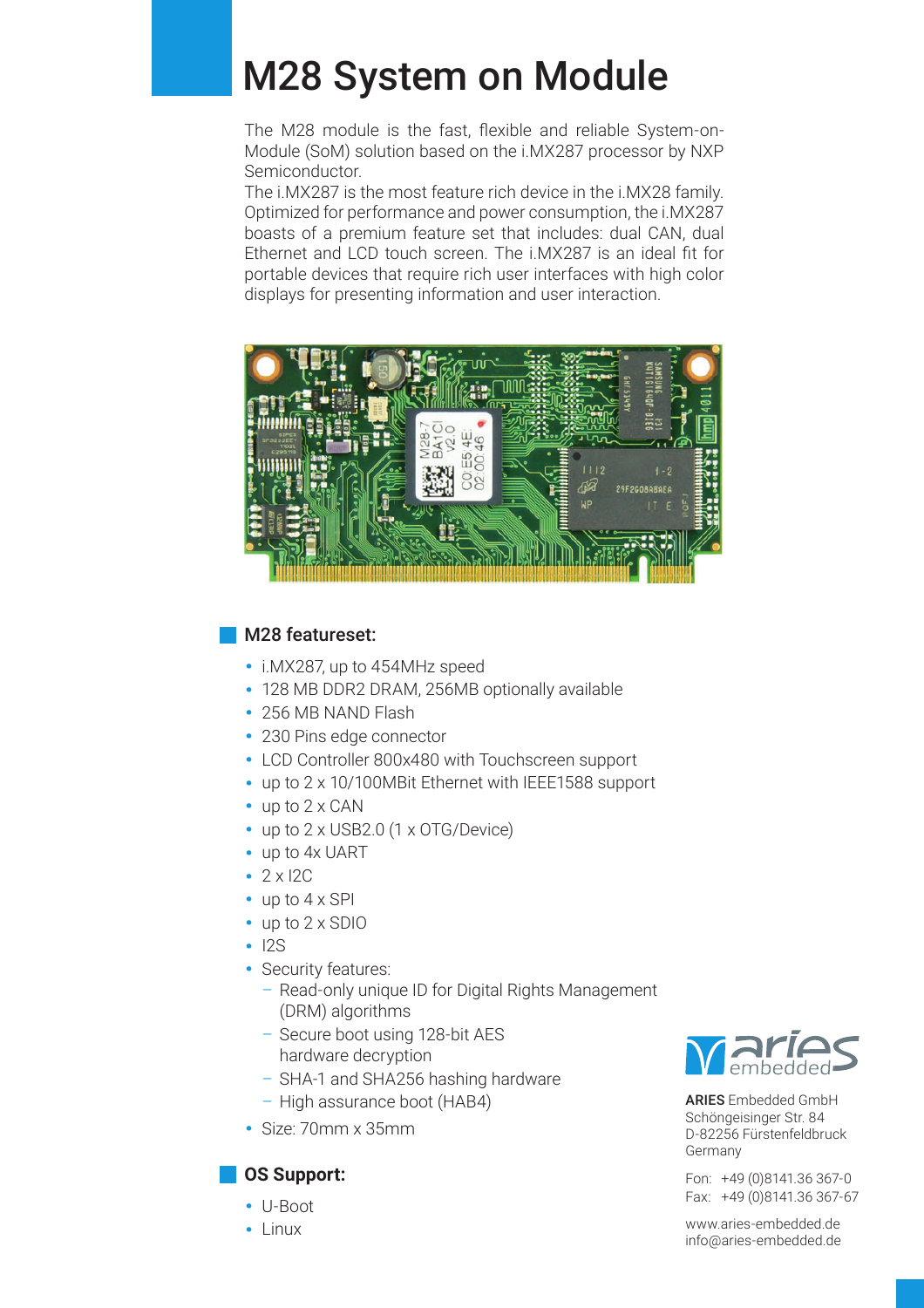# M28 System on Module

The M28 module is the fast, flexible and reliable System-on-Module (SoM) solution based on the i.MX287 processor by NXP Semiconductor.
The i.MX287 is the most feature rich device in the i.MX28 family. Optimized for performance and power consumption, the i.MX287 boasts of a premium feature set that includes: dual CAN, dual Ethernet and LCD touch screen. The i.MX287 is an ideal fit for portable devices that require rich user interfaces with high color displays for presenting information and user interaction.

## M28 featureset:

- i.MX287, up to 454MHz speed
- 128 MB DDR2 DRAM, 256MB optionally available
- 256 MB NAND Flash
- 230 Pins edge connector
- LCD Controller 800x480 with Touchscreen support
- up to 2 x 10/100MBit Ethernet with IEEE1588 support
- up to 2 x CAN
- up to 2 x USB2.0 (1 x OTG/Device)
- up to 4x UART
- 2 x I2C
- up to 4 x SPI
- up to 2 x SDIO
- I2S
- Security features:
  - Read-only unique ID for Digital Rights Management (DRM) algorithms
  - Secure boot using 128-bit AES hardware decryption
  - SHA-1 and SHA256 hashing hardware
  - High assurance boot (HAB4)
- Size: 70mm x 35mm

## OS Support:

- U-Boot
- Linux

**ARIES** Embedded GmbH
Schöngeisinger Str. 84
D-82256 Fürstenfeldbruck
Germany

Fon: +49 (0)8141.36 367-0
Fax: +49 (0)8141.36 367-67

www.aries-embedded.de
info@aries-embedded.de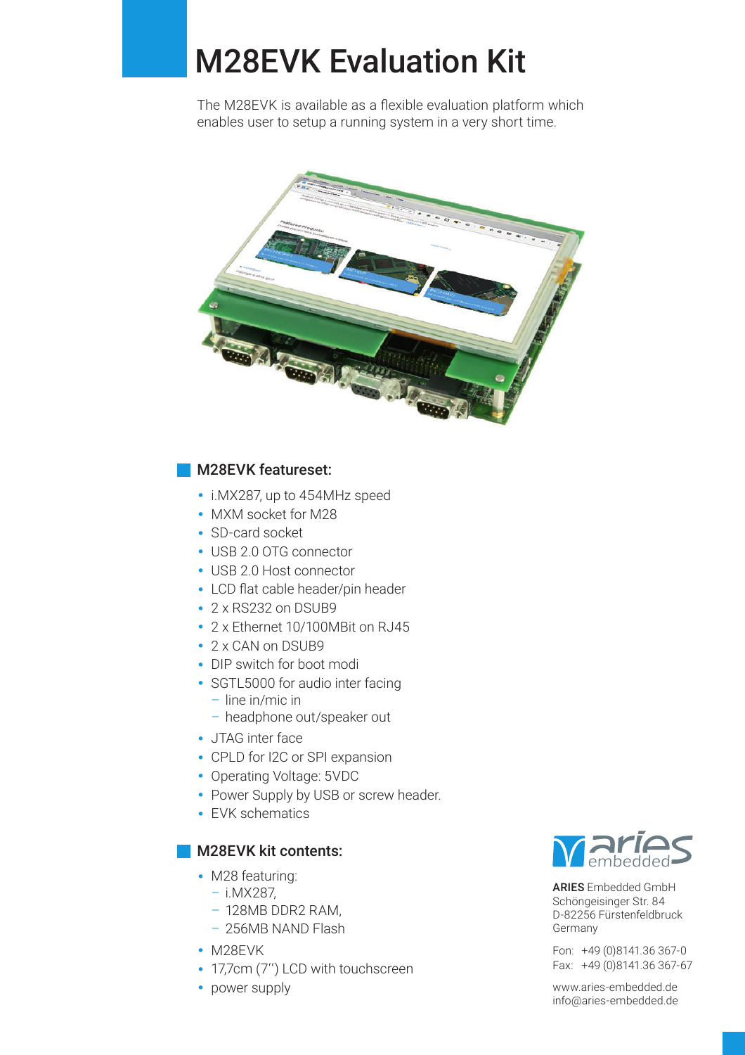# M28EVK Evaluation Kit

The M28EVK is available as a flexible evaluation platform which enables user to setup a running system in a very short time.

## M28EVK featureset:

- i.MX287, up to 454MHz speed
- MXM socket for M28
- SD-card socket
- USB 2.0 OTG connector
- USB 2.0 Host connector
- LCD flat cable header/pin header
- 2 x RS232 on DSUB9
- 2 x Ethernet 10/100MBit on RJ45
- 2 x CAN on DSUB9
- DIP switch for boot modi
- SGTL5000 for audio inter facing
  - line in/mic in
  - headphone out/speaker out
- JTAG inter face
- CPLD for I2C or SPI expansion
- Operating Voltage: 5VDC
- Power Supply by USB or screw header.
- EVK schematics

## M28EVK kit contents:

- M28 featuring:
  - i.MX287,
  - 128MB DDR2 RAM,
  - 256MB NAND Flash
- M28EVK
- 17,7cm (7'') LCD with touchscreen
- power supply

**ARIES** Embedded GmbH
Schöngeisinger Str. 84
D-82256 Fürstenfeldbruck
Germany

Fon: +49 (0)8141.36 367-0
Fax: +49 (0)8141.36 367-67

www.aries-embedded.de
info@aries-embedded.de